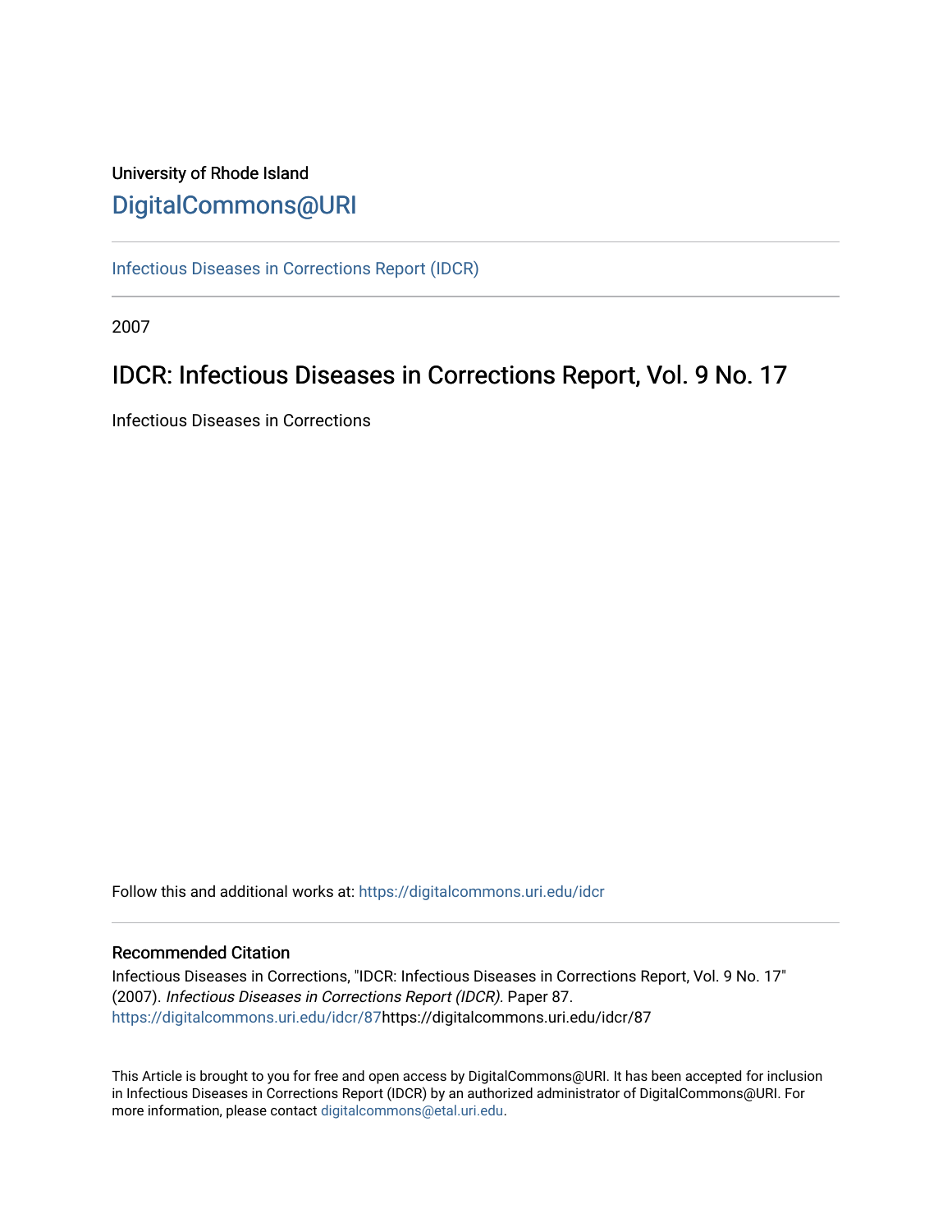University of Rhode Island

DigitalCommons@URI

Infectious Diseases in Corrections Report (IDCR)

2007

# IDCR: Infectious Diseases in Corrections Report, Vol. 9 No. 17

Infectious Diseases in Corrections

Follow this and additional works at: https://digitalcommons.uri.edu/idcr

## Recommended Citation

Infectious Diseases in Corrections, "IDCR: Infectious Diseases in Corrections Report, Vol. 9 No. 17" (2007). *Infectious Diseases in Corrections Report (IDCR).* Paper 87. https://digitalcommons.uri.edu/idcr/87https://digitalcommons.uri.edu/idcr/87

This Article is brought to you for free and open access by DigitalCommons@URI. It has been accepted for inclusion in Infectious Diseases in Corrections Report (IDCR) by an authorized administrator of DigitalCommons@URI. For more information, please contact digitalcommons@etal.uri.edu.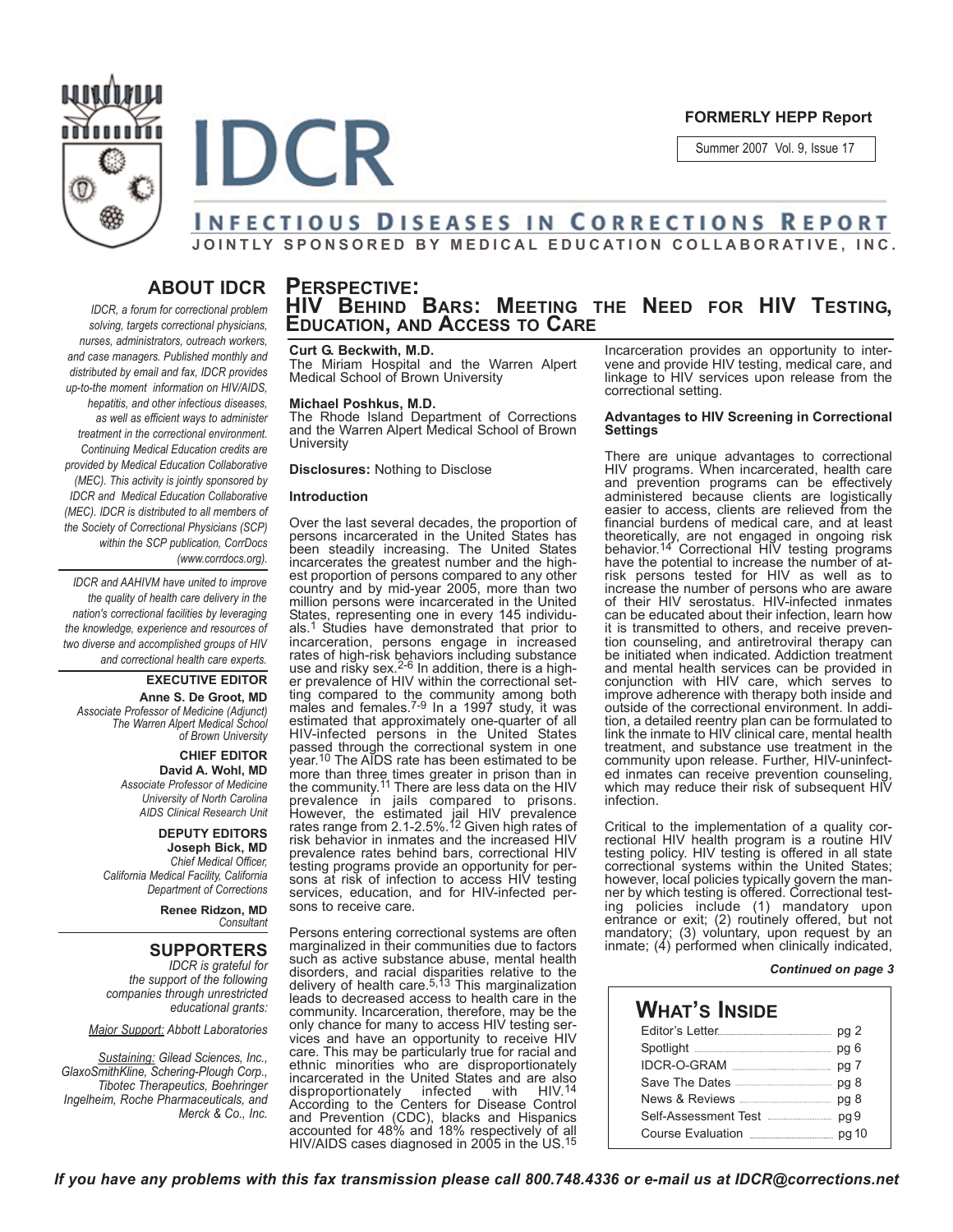FORMERLY HEPP Report

Summer 2007 Vol. 9, Issue 17

# IDCR

## INFECTIOUS DISEASES IN CORRECTIONS REPORT

**JOINTLY SPONSORED BY MEDICAL EDUCATION COLLABORATIVE, INC.**

## ABOUT IDCR

*IDCR, a forum for correctional problem solving, targets correctional physicians, nurses, administrators, outreach workers, and case managers. Published monthly and distributed by email and fax, IDCR provides up-to-the moment information on HIV/AIDS, hepatitis, and other infectious diseases, as well as efficient ways to administer treatment in the correctional environment. Continuing Medical Education credits are provided by Medical Education Collaborative (MEC). This activity is jointly sponsored by IDCR and Medical Education Collaborative (MEC). IDCR is distributed to all members of the Society of Correctional Physicians (SCP) within the SCP publication, CorrDocs (www.corrdocs.org).*

*IDCR and AAHIVM have united to improve the quality of health care delivery in the nation's correctional facilities by leveraging the knowledge, experience and resources of two diverse and accomplished groups of HIV and correctional health care experts.*

**EXECUTIVE EDITOR**
**Anne S. De Groot, MD**
*Associate Professor of Medicine (Adjunct)*
*The Warren Alpert Medical School of Brown University*

**CHIEF EDITOR**
**David A. Wohl, MD**
*Associate Professor of Medicine*
*University of North Carolina*
*AIDS Clinical Research Unit*

**DEPUTY EDITORS**
**Joseph Bick, MD**
*Chief Medical Officer,*
*California Medical Facility, California Department of Corrections*

**Renee Ridzon, MD**
*Consultant*

## SUPPORTERS

*IDCR is grateful for the support of the following companies through unrestricted educational grants:*

*Major Support: Abbott Laboratories*

*Sustaining: Gilead Sciences, Inc., GlaxoSmithKline, Schering-Plough Corp., Tibotec Therapeutics, Boehringer Ingelheim, Roche Pharmaceuticals, and Merck & Co., Inc.*

# PERSPECTIVE: HIV BEHIND BARS: MEETING THE NEED FOR HIV TESTING, EDUCATION, AND ACCESS TO CARE

**Curt G. Beckwith, M.D.**
The Miriam Hospital and the Warren Alpert Medical School of Brown University

**Michael Poshkus, M.D.**
The Rhode Island Department of Corrections and the Warren Alpert Medical School of Brown University

**Disclosures:** Nothing to Disclose

**Introduction**

Over the last several decades, the proportion of persons incarcerated in the United States has been steadily increasing. The United States incarcerates the greatest number and the highest proportion of persons compared to any other country and by mid-year 2005, more than two million persons were incarcerated in the United States, representing one in every 145 individuals.[1] Studies have demonstrated that prior to incarceration, persons engage in increased rates of high-risk behaviors including substance use and risky sex.[2-6] In addition, there is a higher prevalence of HIV within the correctional setting compared to the community among both males and females.[7-9] In a 1997 study, it was estimated that approximately one-quarter of all HIV-infected persons in the United States passed through the correctional system in one year.[10] The AIDS rate has been estimated to be more than three times greater in prison than in the community.[11] There are less data on the HIV prevalence in jails compared to prisons. However, the estimated jail HIV prevalence rates range from 2.1-2.5%.[12] Given high rates of risk behavior in inmates and the increased HIV prevalence rates behind bars, correctional HIV testing programs provide an opportunity for persons at risk of infection to access HIV testing services, education, and for HIV-infected persons to receive care.

Persons entering correctional systems are often marginalized in their communities due to factors such as active substance abuse, mental health disorders, and racial disparities relative to the delivery of health care.[5,13] This marginalization leads to decreased access to health care in the community. Incarceration, therefore, may be the only chance for many to access HIV testing services and have an opportunity to receive HIV care. This may be particularly true for racial and ethnic minorities who are disproportionately incarcerated in the United States and are also disproportionately infected with HIV.[14] According to the Centers for Disease Control and Prevention (CDC), blacks and Hispanics accounted for 48% and 18% respectively of all HIV/AIDS cases diagnosed in 2005 in the US.[15] Incarceration provides an opportunity to intervene and provide HIV testing, medical care, and linkage to HIV services upon release from the correctional setting.

**Advantages to HIV Screening in Correctional Settings**

There are unique advantages to correctional HIV programs. When incarcerated, health care and prevention programs can be effectively administered because clients are logistically easier to access, clients are relieved from the financial burdens of medical care, and at least theoretically, are not engaged in ongoing risk behavior.[14] Correctional HIV testing programs have the potential to increase the number of at-risk persons tested for HIV as well as to increase the number of persons who are aware of their HIV serostatus. HIV-infected inmates can be educated about their infection, learn how it is transmitted to others, and receive prevention counseling, and antiretroviral therapy can be initiated when indicated. Addiction treatment and mental health services can be provided in conjunction with HIV care, which serves to improve adherence with therapy both inside and outside of the correctional environment. In addition, a detailed reentry plan can be formulated to link the inmate to HIV clinical care, mental health treatment, and substance use treatment in the community upon release. Further, HIV-uninfected inmates can receive prevention counseling, which may reduce their risk of subsequent HIV infection.

Critical to the implementation of a quality correctional HIV health program is a routine HIV testing policy. HIV testing is offered in all state correctional systems within the United States; however, local policies typically govern the manner by which testing is offered. Correctional testing policies include (1) mandatory upon entrance or exit; (2) routinely offered, but not mandatory; (3) voluntary, upon request by an inmate; (4) performed when clinically indicated,

*Continued on page 3*

## WHAT'S INSIDE

| | |
|---|---|
| Editor's Letter | pg 2 |
| Spotlight | pg 6 |
| IDCR-O-GRAM | pg 7 |
| Save The Dates | pg 8 |
| News & Reviews | pg 8 |
| Self-Assessment Test | pg 9 |
| Course Evaluation | pg 10 |

*If you have any problems with this fax transmission please call 800.748.4336 or e-mail us at IDCR@corrections.net*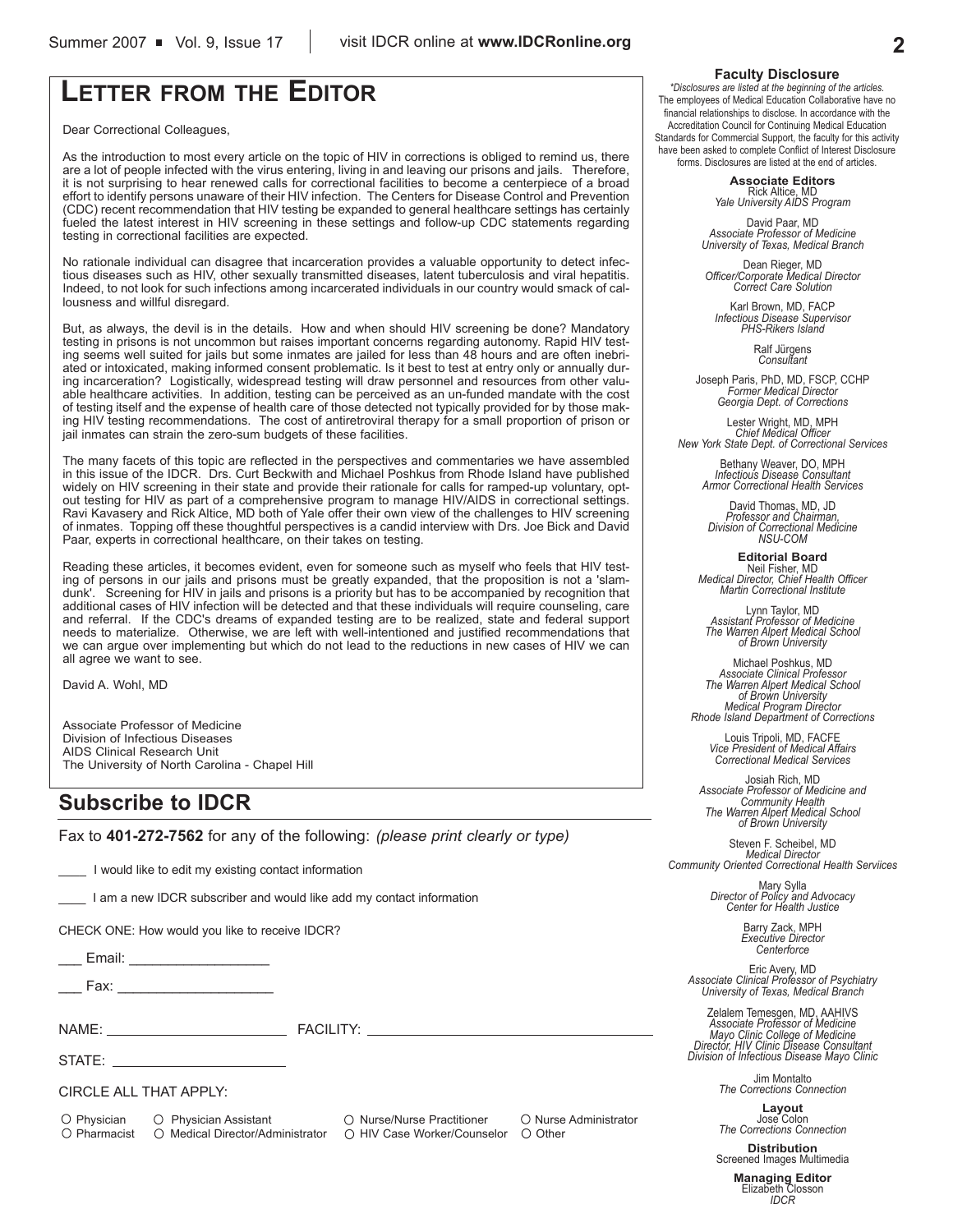# LETTER FROM THE EDITOR

Dear Correctional Colleagues,

As the introduction to most every article on the topic of HIV in corrections is obliged to remind us, there are a lot of people infected with the virus entering, living in and leaving our prisons and jails. Therefore, it is not surprising to hear renewed calls for correctional facilities to become a centerpiece of a broad effort to identify persons unaware of their HIV infection. The Centers for Disease Control and Prevention (CDC) recent recommendation that HIV testing be expanded to general healthcare settings has certainly fueled the latest interest in HIV screening in these settings and follow-up CDC statements regarding testing in correctional facilities are expected.

No rationale individual can disagree that incarceration provides a valuable opportunity to detect infectious diseases such as HIV, other sexually transmitted diseases, latent tuberculosis and viral hepatitis. Indeed, to not look for such infections among incarcerated individuals in our country would smack of callousness and willful disregard.

But, as always, the devil is in the details. How and when should HIV screening be done? Mandatory testing in prisons is not uncommon but raises important concerns regarding autonomy. Rapid HIV testing seems well suited for jails but some inmates are jailed for less than 48 hours and are often inebriated or intoxicated, making informed consent problematic. Is it best to test at entry only or annually during incarceration? Logistically, widespread testing will draw personnel and resources from other valuable healthcare activities. In addition, testing can be perceived as an un-funded mandate with the cost of testing itself and the expense of health care of those detected not typically provided for by those making HIV testing recommendations. The cost of antiretroviral therapy for a small proportion of prison or jail inmates can strain the zero-sum budgets of these facilities.

The many facets of this topic are reflected in the perspectives and commentaries we have assembled in this issue of the IDCR. Drs. Curt Beckwith and Michael Poshkus from Rhode Island have published widely on HIV screening in their state and provide their rationale for calls for ramped-up voluntary, opt-out testing for HIV as part of a comprehensive program to manage HIV/AIDS in correctional settings. Ravi Kavasery and Rick Altice, MD both of Yale offer their own view of the challenges to HIV screening of inmates. Topping off these thoughtful perspectives is a candid interview with Drs. Joe Bick and David Paar, experts in correctional healthcare, on their takes on testing.

Reading these articles, it becomes evident, even for someone such as myself who feels that HIV testing of persons in our jails and prisons must be greatly expanded, that the proposition is not a 'slam-dunk'. Screening for HIV in jails and prisons is a priority but has to be accompanied by recognition that additional cases of HIV infection will be detected and that these individuals will require counseling, care and referral. If the CDC's dreams of expanded testing are to be realized, state and federal support needs to materialize. Otherwise, we are left with well-intentioned and justified recommendations that we can argue over implementing but which do not lead to the reductions in new cases of HIV we can all agree we want to see.

David A. Wohl, MD

Associate Professor of Medicine
Division of Infectious Diseases
AIDS Clinical Research Unit
The University of North Carolina - Chapel Hill

## Subscribe to IDCR

Fax to **401-272-7562** for any of the following: *(please print clearly or type)*

____ I would like to edit my existing contact information

____ I am a new IDCR subscriber and would like add my contact information

CHECK ONE: How would you like to receive IDCR?

___ Email: __________________

___ Fax: ____________________

NAME: ______________________ FACILITY: ____________________________________

STATE: ______________________

CIRCLE ALL THAT APPLY:

○ Physician ○ Physician Assistant ○ Nurse/Nurse Practitioner ○ Nurse Administrator
○ Pharmacist ○ Medical Director/Administrator ○ HIV Case Worker/Counselor ○ Other

**Faculty Disclosure**

*\*Disclosures are listed at the beginning of the articles.*
The employees of Medical Education Collaborative have no financial relationships to disclose. In accordance with the Accreditation Council for Continuing Medical Education Standards for Commercial Support, the faculty for this activity have been asked to complete Conflict of Interest Disclosure forms. Disclosures are listed at the end of articles.

**Associate Editors**

Rick Altice, MD
*Yale University AIDS Program*

David Paar, MD
*Associate Professor of Medicine*
*University of Texas, Medical Branch*

Dean Rieger, MD
*Officer/Corporate Medical Director*
*Correct Care Solution*

Karl Brown, MD, FACP
*Infectious Disease Supervisor*
*PHS-Rikers Island*

Ralf Jürgens
*Consultant*

Joseph Paris, PhD, MD, FSCP, CCHP
*Former Medical Director*
*Georgia Dept. of Corrections*

Lester Wright, MD, MPH
*Chief Medical Officer*
*New York State Dept. of Correctional Services*

Bethany Weaver, DO, MPH
*Infectious Disease Consultant*
*Armor Correctional Health Services*

David Thomas, MD, JD
*Professor and Chairman,*
*Division of Correctional Medicine*
*NSU-COM*

**Editorial Board**

Neil Fisher, MD
*Medical Director, Chief Health Officer*
*Martin Correctional Institute*

Lynn Taylor, MD
*Assistant Professor of Medicine*
*The Warren Alpert Medical School of Brown University*

Michael Poshkus, MD
*Associate Clinical Professor*
*The Warren Alpert Medical School of Brown University*
*Medical Program Director*
*Rhode Island Department of Corrections*

Louis Tripoli, MD, FACFE
*Vice President of Medical Affairs*
*Correctional Medical Services*

Josiah Rich, MD
*Associate Professor of Medicine and Community Health*
*The Warren Alpert Medical School of Brown University*

Steven F. Scheibel, MD
*Medical Director*
*Community Oriented Correctional Health Serviices*

Mary Sylla
*Director of Policy and Advocacy*
*Center for Health Justice*

Barry Zack, MPH
*Executive Director*
*Centerforce*

Eric Avery, MD
*Associate Clinical Professor of Psychiatry*
*University of Texas, Medical Branch*

Zelalem Temesgen, MD, AAHIVS
*Associate Professor of Medicine*
*Mayo Clinic College of Medicine*
*Director, HIV Clinic Disease Consultant*
*Division of Infectious Disease Mayo Clinic*

Jim Montalto
*The Corrections Connection*

**Layout**

Jose Colon
*The Corrections Connection*

**Distribution**

Screened Images Multimedia

**Managing Editor**

Elizabeth Closson
*IDCR*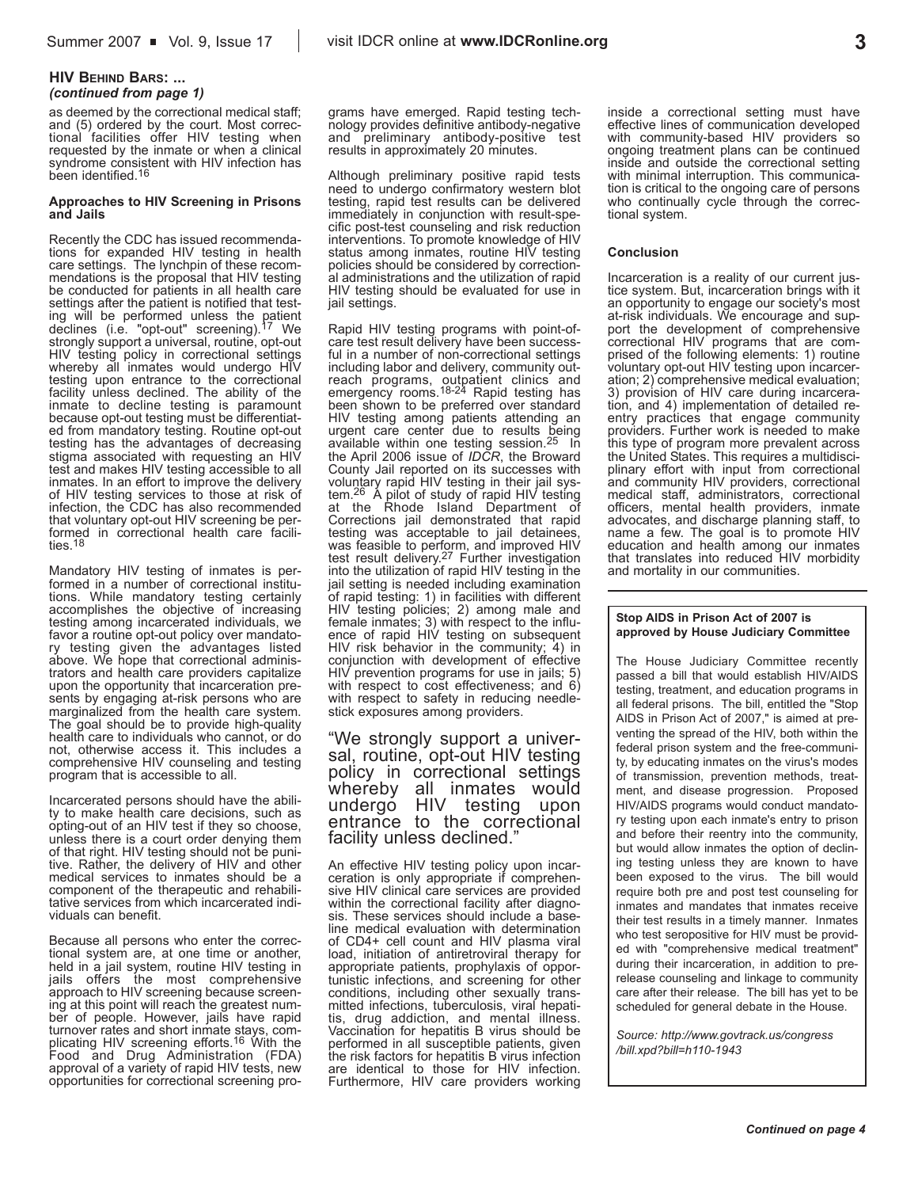**HIV BEHIND BARS: ...**
***(continued from page 1)***

as deemed by the correctional medical staff; and (5) ordered by the court. Most correctional facilities offer HIV testing when requested by the inmate or when a clinical syndrome consistent with HIV infection has been identified.[16]

**Approaches to HIV Screening in Prisons and Jails**

Recently the CDC has issued recommendations for expanded HIV testing in health care settings. The lynchpin of these recommendations is the proposal that HIV testing be conducted for patients in all health care settings after the patient is notified that testing will be performed unless the patient declines (i.e. "opt-out" screening).[17] We strongly support a universal, routine, opt-out HIV testing policy in correctional settings whereby all inmates would undergo HIV testing upon entrance to the correctional facility unless declined. The ability of the inmate to decline testing is paramount because opt-out testing must be differentiated from mandatory testing. Routine opt-out testing has the advantages of decreasing stigma associated with requesting an HIV test and makes HIV testing accessible to all inmates. In an effort to improve the delivery of HIV testing services to those at risk of infection, the CDC has also recommended that voluntary opt-out HIV screening be performed in correctional health care facilities.[18]

Mandatory HIV testing of inmates is performed in a number of correctional institutions. While mandatory testing certainly accomplishes the objective of increasing testing among incarcerated individuals, we favor a routine opt-out policy over mandatory testing given the advantages listed above. We hope that correctional administrators and health care providers capitalize upon the opportunity that incarceration presents by engaging at-risk persons who are marginalized from the health care system. The goal should be to provide high-quality health care to individuals who cannot, or do not, otherwise access it. This includes a comprehensive HIV counseling and testing program that is accessible to all.

Incarcerated persons should have the ability to make health care decisions, such as opting-out of an HIV test if they so choose, unless there is a court order denying them of that right. HIV testing should not be punitive. Rather, the delivery of HIV and other medical services to inmates should be a component of the therapeutic and rehabilitative services from which incarcerated individuals can benefit.

Because all persons who enter the correctional system are, at one time or another, held in a jail system, routine HIV testing in jails offers the most comprehensive approach to HIV screening because screening at this point will reach the greatest number of people. However, jails have rapid turnover rates and short inmate stays, complicating HIV screening efforts.[16] With the Food and Drug Administration (FDA) approval of a variety of rapid HIV tests, new opportunities for correctional screening programs have emerged. Rapid testing technology provides definitive antibody-negative and preliminary antibody-positive test results in approximately 20 minutes.

Although preliminary positive rapid tests need to undergo confirmatory western blot testing, rapid test results can be delivered immediately in conjunction with result-specific post-test counseling and risk reduction interventions. To promote knowledge of HIV status among inmates, routine HIV testing policies should be considered by correctional administrations and the utilization of rapid HIV testing should be evaluated for use in jail settings.

Rapid HIV testing programs with point-of-care test result delivery have been successful in a number of non-correctional settings including labor and delivery, community outreach programs, outpatient clinics and emergency rooms.[18-24] Rapid testing has been shown to be preferred over standard HIV testing among patients attending an urgent care center due to results being available within one testing session.[25] In the April 2006 issue of *IDCR*, the Broward County Jail reported on its successes with voluntary rapid HIV testing in their jail system.[26] A pilot of study of rapid HIV testing at the Rhode Island Department of Corrections jail demonstrated that rapid testing was acceptable to jail detainees, was feasible to perform, and improved HIV test result delivery.[27] Further investigation into the utilization of rapid HIV testing in the jail setting is needed including examination of rapid testing: 1) in facilities with different HIV testing policies; 2) among male and female inmates; 3) with respect to the influence of rapid HIV testing on subsequent HIV risk behavior in the community; 4) in conjunction with development of effective HIV prevention programs for use in jails; 5) with respect to cost effectiveness; and 6) with respect to safety in reducing needlestick exposures among providers.

> "We strongly support a universal, routine, opt-out HIV testing policy in correctional settings whereby all inmates would undergo HIV testing upon entrance to the correctional facility unless declined."

An effective HIV testing policy upon incarceration is only appropriate if comprehensive HIV clinical care services are provided within the correctional facility after diagnosis. These services should include a baseline medical evaluation with determination of CD4+ cell count and HIV plasma viral load, initiation of antiretroviral therapy for appropriate patients, prophylaxis of opportunistic infections, and screening for other conditions, including other sexually transmitted infections, tuberculosis, viral hepatitis, drug addiction, and mental illness. Vaccination for hepatitis B virus should be performed in all susceptible patients, given the risk factors for hepatitis B virus infection are identical to those for HIV infection. Furthermore, HIV care providers working inside a correctional setting must have effective lines of communication developed with community-based HIV providers so ongoing treatment plans can be continued inside and outside the correctional setting with minimal interruption. This communication is critical to the ongoing care of persons who continually cycle through the correctional system.

**Conclusion**

Incarceration is a reality of our current justice system. But, incarceration brings with it an opportunity to engage our society's most at-risk individuals. We encourage and support the development of comprehensive correctional HIV programs that are comprised of the following elements: 1) routine voluntary opt-out HIV testing upon incarceration; 2) comprehensive medical evaluation; 3) provision of HIV care during incarceration, and 4) implementation of detailed re-entry practices that engage community providers. Further work is needed to make this type of program more prevalent across the United States. This requires a multidisciplinary effort with input from correctional and community HIV providers, correctional medical staff, administrators, correctional officers, mental health providers, inmate advocates, and discharge planning staff, to name a few. The goal is to promote HIV education and health among our inmates that translates into reduced HIV morbidity and mortality in our communities.

---

**Stop AIDS in Prison Act of 2007 is approved by House Judiciary Committee**

The House Judiciary Committee recently passed a bill that would establish HIV/AIDS testing, treatment, and education programs in all federal prisons. The bill, entitled the "Stop AIDS in Prison Act of 2007," is aimed at preventing the spread of the HIV, both within the federal prison system and the free-community, by educating inmates on the virus's modes of transmission, prevention methods, treatment, and disease progression. Proposed HIV/AIDS programs would conduct mandatory testing upon each inmate's entry to prison and before their reentry into the community, but would allow inmates the option of declining testing unless they are known to have been exposed to the virus. The bill would require both pre and post test counseling for inmates and mandates that inmates receive their test results in a timely manner. Inmates who test seropositive for HIV must be provided with "comprehensive medical treatment" during their incarceration, in addition to prerelease counseling and linkage to community care after their release. The bill has yet to be scheduled for general debate in the House.

*Source: http://www.govtrack.us/congress/bill.xpd?bill=h110-1943*

---

***Continued on page 4***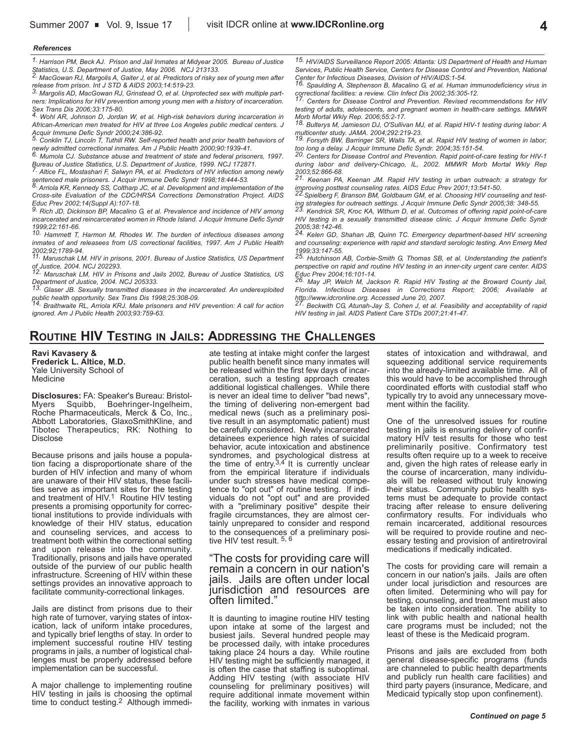*References*

1. Harrison PM, Beck AJ. Prison and Jail Inmates at Midyear 2005. Bureau of Justice Statistics, U.S. Department of Justice, May 2006. NCJ 213133.
2. MacGowan RJ, Margolis A, Gaiter J, et al. Predictors of risky sex of young men after release from prison. Int J STD & AIDS 2003;14:519-23.
3. Margolis AD, MacGowan RJ, Grinstead O, et al. Unprotected sex with multiple partners: Implications for HIV prevention among young men with a history of incarceration. Sex Trans Dis 2006;33:175-80.
4. Wohl AR, Johnson D, Jordan W, et al. High-risk behaviors during incarceration in African-American men treated for HIV at three Los Angeles public medical centers. J Acquir Immune Defic Syndr 2000;24:386-92.
5. Conklin TJ, Lincoln T, Tuthill RW. Self-reported health and prior health behaviors of newly admitted correctional inmates. Am J Public Health 2000;90:1939-41.
6. Mumola CJ. Substance abuse and treatment of state and federal prisoners, 1997. Bureau of Justice Statistics, U.S. Department of Justice, 1999. NCJ 172871.
7. Altice FL, Mostashari F, Selwyn PA, et al. Predictors of HIV infection among newly sentenced male prisoners. J Acquir Immune Defic Syndr 1998;18:444-53.
8. Arriola KR, Kennedy SS, Coltharp JC, et al. Development and implementation of the Cross-site Evaluation of the CDC/HRSA Corrections Demonstration Project. AIDS Educ Prev 2002;14(Suppl A):107-18.
9. Rich JD, Dickinson BP, Macalino G, et al. Prevalence and incidence of HIV among incarcerated and reincarcerated women in Rhode Island. J Acquir Immune Defic Syndr 1999;22:161-66.
10. Hammett T, Harmon M, Rhodes W. The burden of infectious diseases among inmates of and releasees from US correctional facilities, 1997. Am J Public Health 2002;92;1789-94.
11. Maruschak LM. HIV in prisons, 2001. Bureau of Justice Statistics, US Department of Justice, 2004. NCJ 202293.
12. Maruschak LM, HIV in Prisons and Jails 2002, Bureau of Justice Statistics, US Department of Justice, 2004. NCJ 205333.
13. Glaser JB. Sexually transmitted diseases in the incarcerated. An underexploited public health opportunity. Sex Trans Dis 1998;25:308-09.
14. Braithwaite RL, Arriola KRJ. Male prisoners and HIV prevention: A call for action ignored. Am J Public Health 2003;93:759-63.
15. HIV/AIDS Surveillance Report 2005: Atlanta: US Department of Health and Human Services, Public Health Service, Centers for Disease Control and Prevention, National Center for Infectious Diseases, Division of HIV/AIDS:1-54.
16. Spaulding A, Stephenson B, Macalino G, et al. Human immunodeficiency virus in correctional facilities: a review. Clin Infect Dis 2002;35:305-12.
17. Centers for Disease Control and Prevention. Revised recommendations for HIV testing of adults, adolescents, and pregnant women in health-care settings. MMWR Morb Mortal Wkly Rep. 2006;55:2-17.
18. Bulterys M, Jamieson DJ, O'Sullivan MJ, et al. Rapid HIV-1 testing during labor: A multicenter study. JAMA. 2004;292:219-23.
19. Forsyth BW, Barringer SR, Walls TA, et al. Rapid HIV testing of women in labor; too long a delay. J Acquir Immune Defic Syndr. 2004;35:151-54.
20. Centers for Disease Control and Prevention. Rapid point-of-care testing for HIV-1 during labor and delivery-Chicago, IL, 2002. MMWR Morb Mortal Wkly Rep 2003;52:866-68.
21. Keenan PA, Keenan JM. Rapid HIV testing in urban outreach: a strategy for improving posttest counseling rates. AIDS Educ Prev 2001;13:541-50.
22. Spielberg F, Branson BM, Goldbaum GM, et al. Choosing HIV counseling and testing strategies for outreach settings. J Acquir Immune Defic Syndr 2005;38: 348-55.
23. Kendrick SR, Kroc KA, Withum D, et al. Outcomes of offering rapid point-of-care HIV testing in a sexually transmitted disease clinic. J Acquir Immune Defic Syndr 2005;38:142-46.
24. Kelen GD, Shahan JB, Quinn TC. Emergency department-based HIV screening and counseling: experience with rapid and standard serologic testing. Ann Emerg Med 1999;33:147-55.
25. Hutchinson AB, Corbie-Smith G, Thomas SB, et al. Understanding the patient's perspective on rapid and routine HIV testing in an inner-city urgent care center. AIDS Educ Prev 2004;16:101-14.
26. May JP, Welch M, Jackson R. Rapid HIV Testing at the Broward County Jail, Florida. Infectious Diseases in Corrections Report; 2006; Available at http://www.idcronline.org. Accessed June 20, 2007.
27. Beckwith CG, Atunah-Jay S, Cohen J, et al. Feasibility and acceptability of rapid HIV testing in jail. AIDS Patient Care STDs 2007;21:41-47.

## Routine HIV Testing in Jails: Addressing the Challenges

**Ravi Kavasery &**
**Frederick L. Altice, M.D.**
Yale University School of Medicine

**Disclosures:** FA: Speaker's Bureau: Bristol-Myers Squibb, Boehringer-Ingelheim, Roche Pharmaceuticals, Merck & Co, Inc., Abbott Laboratories, GlaxoSmithKline, and Tibotec Therapeutics; RK: Nothing to Disclose

Because prisons and jails house a population facing a disproportionate share of the burden of HIV infection and many of whom are unaware of their HIV status, these facilities serve as important sites for the testing and treatment of HIV.[1] Routine HIV testing presents a promising opportunity for correctional institutions to provide individuals with knowledge of their HIV status, education and counseling services, and access to treatment both within the correctional setting and upon release into the community. Traditionally, prisons and jails have operated outside of the purview of our public health infrastructure. Screening of HIV within these settings provides an innovative approach to facilitate community-correctional linkages.

Jails are distinct from prisons due to their high rate of turnover, varying states of intoxication, lack of uniform intake procedures, and typically brief lengths of stay. In order to implement successful routine HIV testing programs in jails, a number of logistical challenges must be properly addressed before implementation can be successful.

A major challenge to implementing routine HIV testing in jails is choosing the optimal time to conduct testing.[2] Although immediate testing at intake might confer the largest public health benefit since many inmates will be released within the first few days of incarceration, such a testing approach creates additional logistical challenges. While there is never an ideal time to deliver "bad news", the timing of delivering non-emergent bad medical news (such as a preliminary positive result in an asymptomatic patient) must be carefully considered. Newly incarcerated detainees experience high rates of suicidal behavior, acute intoxication and abstinence syndromes, and psychological distress at the time of entry.[3,4] It is currently unclear from the empirical literature if individuals under such stresses have medical competence to "opt out" of routine testing. If individuals do not "opt out" and are provided with a "preliminary positive" despite their fragile circumstances, they are almost certainly unprepared to consider and respond to the consequences of a preliminary positive HIV test result. [5, 6]

> "The costs for providing care will remain a concern in our nation's jails. Jails are often under local jurisdiction and resources are often limited."

It is daunting to imagine routine HIV testing upon intake at some of the largest and busiest jails. Several hundred people may be processed daily, with intake procedures taking place 24 hours a day. While routine HIV testing might be sufficiently managed, it is often the case that staffing is suboptimal. Adding HIV testing (with associate HIV counseling for preliminary positives) will require additional inmate movement within the facility, working with inmates in various states of intoxication and withdrawal, and squeezing additional service requirements into the already-limited available time. All of this would have to be accomplished through coordinated efforts with custodial staff who typically try to avoid any unnecessary movement within the facility.

One of the unresolved issues for routine testing in jails is ensuring delivery of confirmatory HIV test results for those who test preliminarily positive. Confirmatory test results often require up to a week to receive and, given the high rates of release early in the course of incarceration, many individuals will be released without truly knowing their status. Community public health systems must be adequate to provide contact tracing after release to ensure delivering confirmatory results. For individuals who remain incarcerated, additional resources will be required to provide routine and necessary testing and provision of antiretroviral medications if medically indicated.

The costs for providing care will remain a concern in our nation's jails. Jails are often under local jurisdiction and resources are often limited. Determining who will pay for testing, counseling, and treatment must also be taken into consideration. The ability to link with public health and national health care programs must be included; not the least of these is the Medicaid program.

Prisons and jails are excluded from both general disease-specific programs (funds are channeled to public health departments and publicly run health care facilities) and third party payers (insurance, Medicare, and Medicaid typically stop upon confinement).

*Continued on page 5*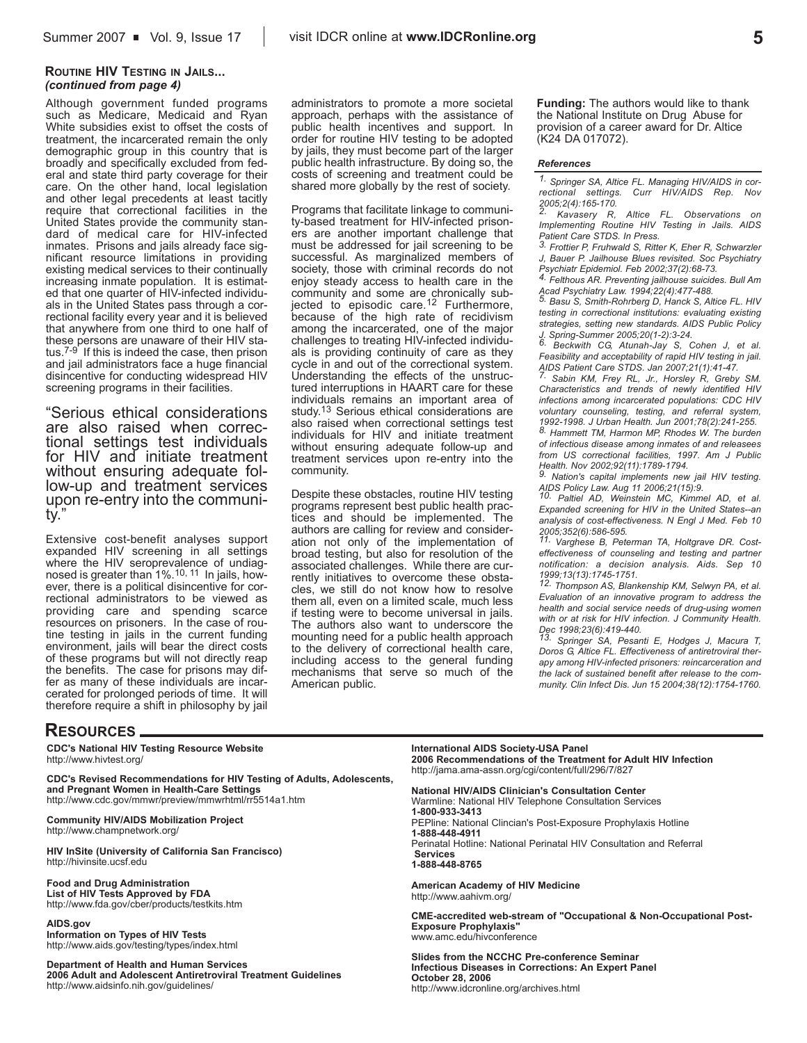**ROUTINE HIV TESTING IN JAILS...**
***(continued from page 4)***

Although government funded programs such as Medicare, Medicaid and Ryan White subsidies exist to offset the costs of treatment, the incarcerated remain the only demographic group in this country that is broadly and specifically excluded from federal and state third party coverage for their care. On the other hand, local legislation and other legal precedents at least tacitly require that correctional facilities in the United States provide the community standard of medical care for HIV-infected inmates. Prisons and jails already face significant resource limitations in providing existing medical services to their continually increasing inmate population. It is estimated that one quarter of HIV-infected individuals in the United States pass through a correctional facility every year and it is believed that anywhere from one third to one half of these persons are unaware of their HIV status.[7-9] If this is indeed the case, then prison and jail administrators face a huge financial disincentive for conducting widespread HIV screening programs in their facilities.

> "Serious ethical considerations are also raised when correctional settings test individuals for HIV and initiate treatment without ensuring adequate follow-up and treatment services upon re-entry into the community."

Extensive cost-benefit analyses support expanded HIV screening in all settings where the HIV seroprevalence of undiagnosed is greater than 1%.[10, 11] In jails, however, there is a political disincentive for correctional administrators to be viewed as providing care and spending scarce resources on prisoners. In the case of routine testing in jails in the current funding environment, jails will bear the direct costs of these programs but will not directly reap the benefits. The case for prisons may differ as many of these individuals are incarcerated for prolonged periods of time. It will therefore require a shift in philosophy by jail administrators to promote a more societal approach, perhaps with the assistance of public health incentives and support. In order for routine HIV testing to be adopted by jails, they must become part of the larger public health infrastructure. By doing so, the costs of screening and treatment could be shared more globally by the rest of society.

Programs that facilitate linkage to community-based treatment for HIV-infected prisoners are another important challenge that must be addressed for jail screening to be successful. As marginalized members of society, those with criminal records do not enjoy steady access to health care in the community and some are chronically subjected to episodic care.[12] Furthermore, because of the high rate of recidivism among the incarcerated, one of the major challenges to treating HIV-infected individuals is providing continuity of care as they cycle in and out of the correctional system. Understanding the effects of the unstructured interruptions in HAART care for these individuals remains an important area of study.[13] Serious ethical considerations are also raised when correctional settings test individuals for HIV and initiate treatment without ensuring adequate follow-up and treatment services upon re-entry into the community.

Despite these obstacles, routine HIV testing programs represent best public health practices and should be implemented. The authors are calling for review and consideration not only of the implementation of broad testing, but also for resolution of the associated challenges. While there are currently initiatives to overcome these obstacles, we still do not know how to resolve them all, even on a limited scale, much less if testing were to become universal in jails. The authors also want to underscore the mounting need for a public health approach to the delivery of correctional health care, including access to the general funding mechanisms that serve so much of the American public.

**Funding:** The authors would like to thank the National Institute on Drug Abuse for provision of a career award for Dr. Altice (K24 DA 017072).

***References***

1. *Springer SA, Altice FL. Managing HIV/AIDS in correctional settings. Curr HIV/AIDS Rep. Nov 2005;2(4):165-170.*
2. *Kavasery R, Altice FL. Observations on Implementing Routine HIV Testing in Jails. AIDS Patient Care STDS. In Press.*
3. *Frottier P, Fruhwald S, Ritter K, Eher R, Schwarzler J, Bauer P. Jailhouse Blues revisited. Soc Psychiatry Psychiatr Epidemiol. Feb 2002;37(2):68-73.*
4. *Felthous AR. Preventing jailhouse suicides. Bull Am Acad Psychiatry Law. 1994;22(4):477-488.*
5. *Basu S, Smith-Rohrberg D, Hanck S, Altice FL. HIV testing in correctional institutions: evaluating existing strategies, setting new standards. AIDS Public Policy J. Spring-Summer 2005;20(1-2):3-24.*
6. *Beckwith CG, Atunah-Jay S, Cohen J, et al. Feasibility and acceptability of rapid HIV testing in jail. AIDS Patient Care STDS. Jan 2007;21(1):41-47.*
7. *Sabin KM, Frey RL, Jr., Horsley R, Greby SM. Characteristics and trends of newly identified HIV infections among incarcerated populations: CDC HIV voluntary counseling, testing, and referral system, 1992-1998. J Urban Health. Jun 2001;78(2):241-255.*
8. *Hammett TM, Harmon MP, Rhodes W. The burden of infectious disease among inmates of and releasees from US correctional facilities, 1997. Am J Public Health. Nov 2002;92(11):1789-1794.*
9. *Nation's capital implements new jail HIV testing. AIDS Policy Law. Aug 11 2006;21(15):9.*
10. *Paltiel AD, Weinstein MC, Kimmel AD, et al. Expanded screening for HIV in the United States--an analysis of cost-effectiveness. N Engl J Med. Feb 10 2005;352(6):586-595.*
11. *Varghese B, Peterman TA, Holtgrave DR. Cost-effectiveness of counseling and testing and partner notification: a decision analysis. Aids. Sep 10 1999;13(13):1745-1751.*
12. *Thompson AS, Blankenship KM, Selwyn PA, et al. Evaluation of an innovative program to address the health and social service needs of drug-using women with or at risk for HIV infection. J Community Health. Dec 1998;23(6):419-440.*
13. *Springer SA, Pesanti E, Hodges J, Macura T, Doros G, Altice FL. Effectiveness of antiretroviral therapy among HIV-infected prisoners: reincarceration and the lack of sustained benefit after release to the community. Clin Infect Dis. Jun 15 2004;38(12):1754-1760.*

## RESOURCES

**CDC's National HIV Testing Resource Website**
http://www.hivtest.org/

**CDC's Revised Recommendations for HIV Testing of Adults, Adolescents, and Pregnant Women in Health-Care Settings**
http://www.cdc.gov/mmwr/preview/mmwrhtml/rr5514a1.htm

**Community HIV/AIDS Mobilization Project**
http://www.champnetwork.org/

**HIV InSite (University of California San Francisco)**
http://hivinsite.ucsf.edu

**Food and Drug Administration**
**List of HIV Tests Approved by FDA**
http://www.fda.gov/cber/products/testkits.htm

**AIDS.gov**
**Information on Types of HIV Tests**
http://www.aids.gov/testing/types/index.html

**Department of Health and Human Services**
**2006 Adult and Adolescent Antiretroviral Treatment Guidelines**
http://www.aidsinfo.nih.gov/guidelines/

**International AIDS Society-USA Panel**
**2006 Recommendations of the Treatment for Adult HIV Infection**
http://jama.ama-assn.org/cgi/content/full/296/7/827

**National HIV/AIDS Clinician's Consultation Center**
Warmline: National HIV Telephone Consultation Services
**1-800-933-3413**
PEPline: National Clincian's Post-Exposure Prophylaxis Hotline
**1-888-448-4911**
Perinatal Hotline: National Perinatal HIV Consultation and Referral **Services**
**1-888-448-8765**

**American Academy of HIV Medicine**
http://www.aahivm.org/

**CME-accredited web-stream of "Occupational & Non-Occupational Post-Exposure Prophylaxis"**
www.amc.edu/hivconference

**Slides from the NCCHC Pre-conference Seminar**
**Infectious Diseases in Corrections: An Expert Panel**
**October 28, 2006**
http://www.idcronline.org/archives.html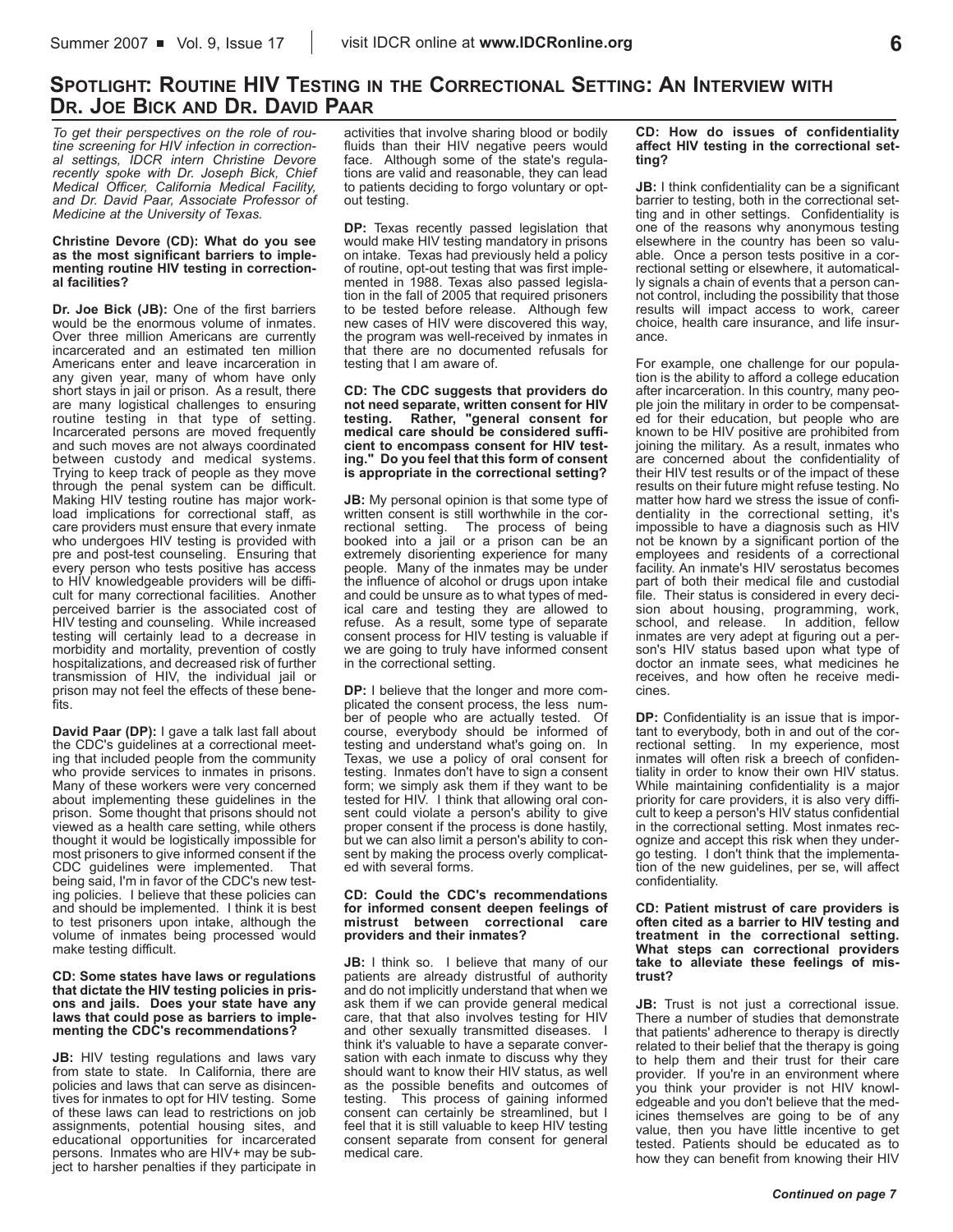## Spotlight: Routine HIV Testing in the Correctional Setting: An Interview with Dr. Joe Bick and Dr. David Paar

*To get their perspectives on the role of routine screening for HIV infection in correctional settings, IDCR intern Christine Devore recently spoke with Dr. Joseph Bick, Chief Medical Officer, California Medical Facility, and Dr. David Paar, Associate Professor of Medicine at the University of Texas.*

**Christine Devore (CD): What do you see as the most significant barriers to implementing routine HIV testing in correctional facilities?**

**Dr. Joe Bick (JB):** One of the first barriers would be the enormous volume of inmates. Over three million Americans are currently incarcerated and an estimated ten million Americans enter and leave incarceration in any given year, many of whom have only short stays in jail or prison. As a result, there are many logistical challenges to ensuring routine testing in that type of setting. Incarcerated persons are moved frequently and such moves are not always coordinated between custody and medical systems. Trying to keep track of people as they move through the penal system can be difficult. Making HIV testing routine has major workload implications for correctional staff, as care providers must ensure that every inmate who undergoes HIV testing is provided with pre and post-test counseling. Ensuring that every person who tests positive has access to HIV knowledgeable providers will be difficult for many correctional facilities. Another perceived barrier is the associated cost of HIV testing and counseling. While increased testing will certainly lead to a decrease in morbidity and mortality, prevention of costly hospitalizations, and decreased risk of further transmission of HIV, the individual jail or prison may not feel the effects of these benefits.

**David Paar (DP):** I gave a talk last fall about the CDC's guidelines at a correctional meeting that included people from the community who provide services to inmates in prisons. Many of these workers were very concerned about implementing these guidelines in the prison. Some thought that prisons should not viewed as a health care setting, while others thought it would be logistically impossible for most prisoners to give informed consent if the CDC guidelines were implemented. That being said, I'm in favor of the CDC's new testing policies. I believe that these policies can and should be implemented. I think it is best to test prisoners upon intake, although the volume of inmates being processed would make testing difficult.

**CD: Some states have laws or regulations that dictate the HIV testing policies in prisons and jails. Does your state have any laws that could pose as barriers to implementing the CDC's recommendations?**

**JB:** HIV testing regulations and laws vary from state to state. In California, there are policies and laws that can serve as disincentives for inmates to opt for HIV testing. Some of these laws can lead to restrictions on job assignments, potential housing sites, and educational opportunities for incarcerated persons. Inmates who are HIV+ may be subject to harsher penalties if they participate in activities that involve sharing blood or bodily fluids than their HIV negative peers would face. Although some of the state's regulations are valid and reasonable, they can lead to patients deciding to forgo voluntary or opt-out testing.

**DP:** Texas recently passed legislation that would make HIV testing mandatory in prisons on intake. Texas had previously held a policy of routine, opt-out testing that was first implemented in 1988. Texas also passed legislation in the fall of 2005 that required prisoners to be tested before release. Although few new cases of HIV were discovered this way, the program was well-received by inmates in that there are no documented refusals for testing that I am aware of.

**CD: The CDC suggests that providers do not need separate, written consent for HIV testing. Rather, "general consent for medical care should be considered sufficient to encompass consent for HIV testing." Do you feel that this form of consent is appropriate in the correctional setting?**

**JB:** My personal opinion is that some type of written consent is still worthwhile in the correctional setting. The process of being booked into a jail or a prison can be an extremely disorienting experience for many people. Many of the inmates may be under the influence of alcohol or drugs upon intake and could be unsure as to what types of medical care and testing they are allowed to refuse. As a result, some type of separate consent process for HIV testing is valuable if we are going to truly have informed consent in the correctional setting.

**DP:** I believe that the longer and more complicated the consent process, the less number of people who are actually tested. Of course, everybody should be informed of testing and understand what's going on. In Texas, we use a policy of oral consent for testing. Inmates don't have to sign a consent form; we simply ask them if they want to be tested for HIV. I think that allowing oral consent could violate a person's ability to give proper consent if the process is done hastily, but we can also limit a person's ability to consent by making the process overly complicated with several forms.

**CD: Could the CDC's recommendations for informed consent deepen feelings of mistrust between correctional care providers and their inmates?**

**JB:** I think so. I believe that many of our patients are already distrustful of authority and do not implicitly understand that when we ask them if we can provide general medical care, that that also involves testing for HIV and other sexually transmitted diseases. I think it's valuable to have a separate conversation with each inmate to discuss why they should want to know their HIV status, as well as the possible benefits and outcomes of testing. This process of gaining informed consent can certainly be streamlined, but I feel that it is still valuable to keep HIV testing consent separate from consent for general medical care.

**CD: How do issues of confidentiality affect HIV testing in the correctional setting?**

**JB:** I think confidentiality can be a significant barrier to testing, both in the correctional setting and in other settings. Confidentiality is one of the reasons why anonymous testing elsewhere in the country has been so valuable. Once a person tests positive in a correctional setting or elsewhere, it automatically signals a chain of events that a person cannot control, including the possibility that those results will impact access to work, career choice, health care insurance, and life insurance.

For example, one challenge for our population is the ability to afford a college education after incarceration. In this country, many people join the military in order to be compensated for their education, but people who are known to be HIV positive are prohibited from joining the military. As a result, inmates who are concerned about the confidentiality of their HIV test results or of the impact of these results on their future might refuse testing. No matter how hard we stress the issue of confidentiality in the correctional setting, it's impossible to have a diagnosis such as HIV not be known by a significant portion of the employees and residents of a correctional facility. An inmate's HIV serostatus becomes part of both their medical file and custodial file. Their status is considered in every decision about housing, programming, work, school, and release. In addition, fellow inmates are very adept at figuring out a person's HIV status based upon what type of doctor an inmate sees, what medicines he receives, and how often he receive medicines.

**DP:** Confidentiality is an issue that is important to everybody, both in and out of the correctional setting. In my experience, most inmates will often risk a breech of confidentiality in order to know their own HIV status. While maintaining confidentiality is a major priority for care providers, it is also very difficult to keep a person's HIV status confidential in the correctional setting. Most inmates recognize and accept this risk when they undergo testing. I don't think that the implementation of the new guidelines, per se, will affect confidentiality.

**CD: Patient mistrust of care providers is often cited as a barrier to HIV testing and treatment in the correctional setting. What steps can correctional providers take to alleviate these feelings of mistrust?**

**JB:** Trust is not just a correctional issue. There a number of studies that demonstrate that patients' adherence to therapy is directly related to their belief that the therapy is going to help them and their trust for their care provider. If you're in an environment where you think your provider is not HIV knowledgeable and you don't believe that the medicines themselves are going to be of any value, then you have little incentive to get tested. Patients should be educated as to how they can benefit from knowing their HIV

*Continued on page 7*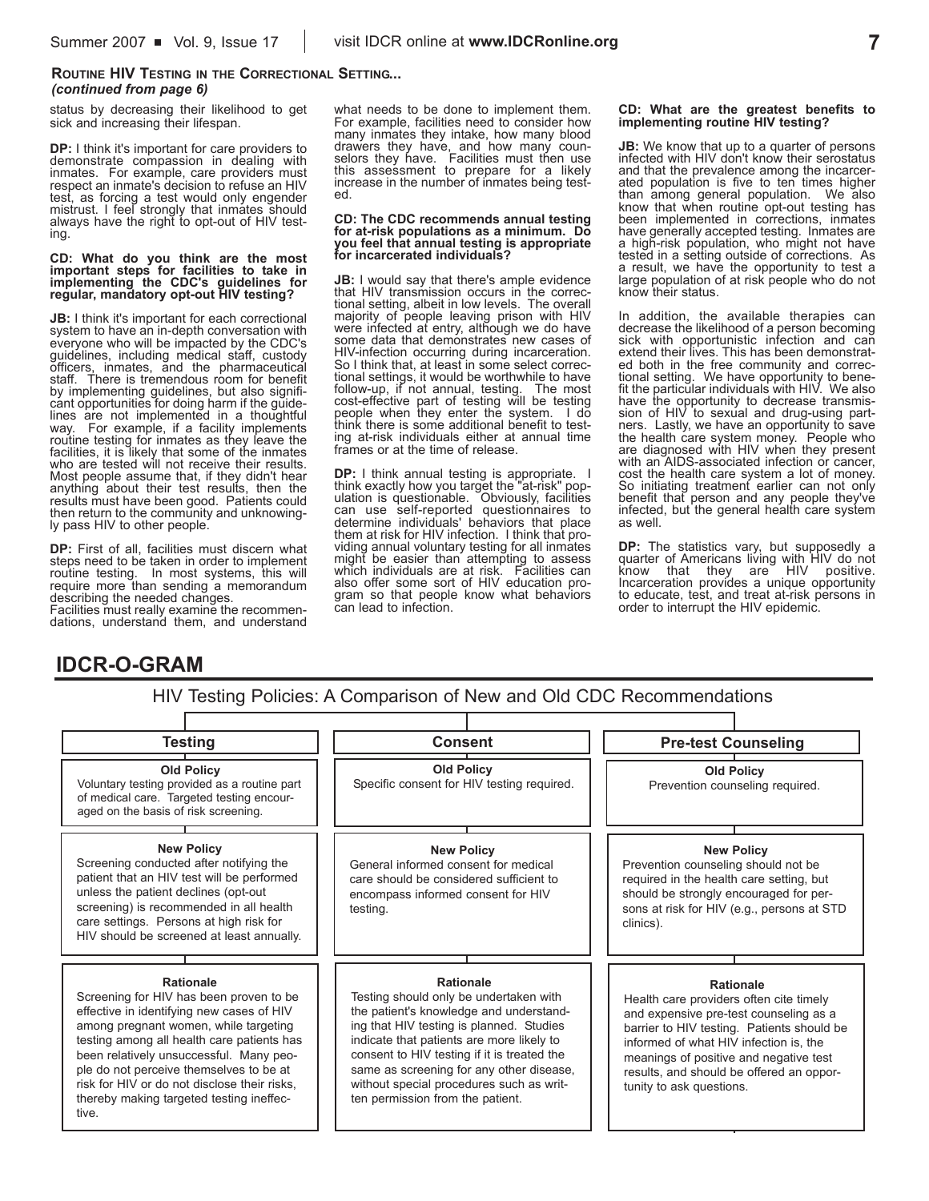**ROUTINE HIV TESTING IN THE CORRECTIONAL SETTING...**
*(continued from page 6)*

status by decreasing their likelihood to get sick and increasing their lifespan.

**DP:** I think it's important for care providers to demonstrate compassion in dealing with inmates. For example, care providers must respect an inmate's decision to refuse an HIV test, as forcing a test would only engender mistrust. I feel strongly that inmates should always have the right to opt-out of HIV testing.

**CD: What do you think are the most important steps for facilities to take in implementing the CDC's guidelines for regular, mandatory opt-out HIV testing?**

**JB:** I think it's important for each correctional system to have an in-depth conversation with everyone who will be impacted by the CDC's guidelines, including medical staff, custody officers, inmates, and the pharmaceutical staff. There is tremendous room for benefit by implementing guidelines, but also significant opportunities for doing harm if the guidelines are not implemented in a thoughtful way. For example, if a facility implements routine testing for inmates as they leave the facilities, it is likely that some of the inmates who are tested will not receive their results. Most people assume that, if they didn't hear anything about their test results, then the results must have been good. Patients could then return to the community and unknowingly pass HIV to other people.

**DP:** First of all, facilities must discern what steps need to be taken in order to implement routine testing. In most systems, this will require more than sending a memorandum describing the needed changes.
Facilities must really examine the recommendations, understand them, and understand what needs to be done to implement them. For example, facilities need to consider how many inmates they intake, how many blood drawers they have, and how many counselors they have. Facilities must then use this assessment to prepare for a likely increase in the number of inmates being tested.

**CD: The CDC recommends annual testing for at-risk populations as a minimum. Do you feel that annual testing is appropriate for incarcerated individuals?**

**JB:** I would say that there's ample evidence that HIV transmission occurs in the correctional setting, albeit in low levels. The overall majority of people leaving prison with HIV were infected at entry, although we do have some data that demonstrates new cases of HIV-infection occurring during incarceration. So I think that, at least in some select correctional settings, it would be worthwhile to have follow-up, if not annual, testing. The most cost-effective part of testing will be testing people when they enter the system. I do think there is some additional benefit to testing at-risk individuals either at annual time frames or at the time of release.

**DP:** I think annual testing is appropriate. I think exactly how you target the "at-risk" population is questionable. Obviously, facilities can use self-reported questionnaires to determine individuals' behaviors that place them at risk for HIV infection. I think that providing annual voluntary testing for all inmates might be easier than attempting to assess which individuals are at risk. Facilities can also offer some sort of HIV education program so that people know what behaviors can lead to infection.

**CD: What are the greatest benefits to implementing routine HIV testing?**

**JB:** We know that up to a quarter of persons infected with HIV don't know their serostatus and that the prevalence among the incarcerated population is five to ten times higher than among general population. We also know that when routine opt-out testing has been implemented in corrections, inmates have generally accepted testing. Inmates are a high-risk population, who might not have tested in a setting outside of corrections. As a result, we have the opportunity to test a large population of at risk people who do not know their status.

In addition, the available therapies can decrease the likelihood of a person becoming sick with opportunistic infection and can extend their lives. This has been demonstrated both in the free community and correctional setting. We have opportunity to benefit the particular individuals with HIV. We also have the opportunity to decrease transmission of HIV to sexual and drug-using partners. Lastly, we have an opportunity to save the health care system money. People who are diagnosed with HIV when they present with an AIDS-associated infection or cancer, cost the health care system a lot of money. So initiating treatment earlier can not only benefit that person and any people they've infected, but the general health care system as well.

**DP:** The statistics vary, but supposedly a quarter of Americans living with HIV do not know that they are HIV positive. Incarceration provides a unique opportunity to educate, test, and treat at-risk persons in order to interrupt the HIV epidemic.

## IDCR-O-GRAM

### HIV Testing Policies: A Comparison of New and Old CDC Recommendations

| | Testing | Consent | Pre-test Counseling |
|---|---|---|---|
| **Old Policy** | Voluntary testing provided as a routine part of medical care. Targeted testing encouraged on the basis of risk screening. | Specific consent for HIV testing required. | Prevention counseling required. |
| **New Policy** | Screening conducted after notifying the patient that an HIV test will be performed unless the patient declines (opt-out screening) is recommended in all health care settings. Persons at high risk for HIV should be screened at least annually. | General informed consent for medical care should be considered sufficient to encompass informed consent for HIV testing. | Prevention counseling should not be required in the health care setting, but should be strongly encouraged for persons at risk for HIV (e.g., persons at STD clinics). |
| **Rationale** | Screening for HIV has been proven to be effective in identifying new cases of HIV among pregnant women, while targeting testing among all health care patients has been relatively unsuccessful. Many people do not perceive themselves to be at risk for HIV or do not disclose their risks, thereby making targeted testing ineffective. | Testing should only be undertaken with the patient's knowledge and understanding that HIV testing is planned. Studies indicate that patients are more likely to consent to HIV testing if it is treated the same as screening for any other disease, without special procedures such as written permission from the patient. | Health care providers often cite timely and expensive pre-test counseling as a barrier to HIV testing. Patients should be informed of what HIV infection is, the meanings of positive and negative test results, and should be offered an opportunity to ask questions. |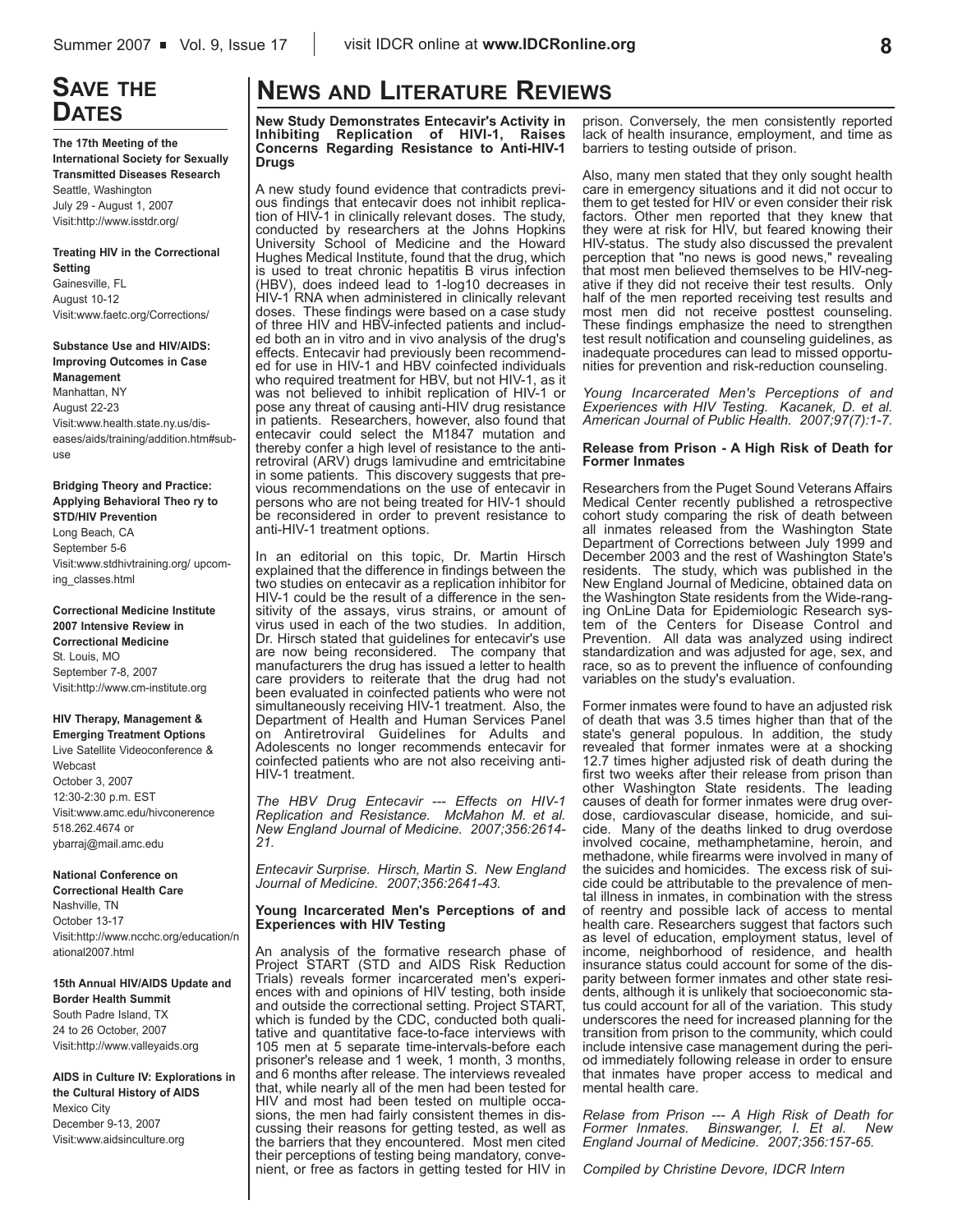## Save the Dates

**The 17th Meeting of the International Society for Sexually Transmitted Diseases Research**
Seattle, Washington
July 29 - August 1, 2007
Visit:http://www.isstdr.org/

**Treating HIV in the Correctional Setting**
Gainesville, FL
August 10-12
Visit:www.faetc.org/Corrections/

**Substance Use and HIV/AIDS: Improving Outcomes in Case Management**
Manhattan, NY
August 22-23
Visit:www.health.state.ny.us/diseases/aids/training/addition.htm#subuse

**Bridging Theory and Practice: Applying Behavioral Theo ry to STD/HIV Prevention**
Long Beach, CA
September 5-6
Visit:www.stdhivtraining.org/ upcoming_classes.html

**Correctional Medicine Institute 2007 Intensive Review in Correctional Medicine**
St. Louis, MO
September 7-8, 2007
Visit:http://www.cm-institute.org

**HIV Therapy, Management & Emerging Treatment Options**
Live Satellite Videoconference & Webcast
October 3, 2007
12:30-2:30 p.m. EST
Visit:www.amc.edu/hivconerence
518.262.4674 or
ybarraj@mail.amc.edu

**National Conference on Correctional Health Care**
Nashville, TN
October 13-17
Visit:http://www.ncchc.org/education/national2007.html

**15th Annual HIV/AIDS Update and Border Health Summit**
South Padre Island, TX
24 to 26 October, 2007
Visit:http://www.valleyaids.org

**AIDS in Culture IV: Explorations in the Cultural History of AIDS**
Mexico City
December 9-13, 2007
Visit:www.aidsinculture.org

# News and Literature Reviews

### New Study Demonstrates Entecavir's Activity in Inhibiting Replication of HIVI-1, Raises Concerns Regarding Resistance to Anti-HIV-1 Drugs

A new study found evidence that contradicts previous findings that entecavir does not inhibit replication of HIV-1 in clinically relevant doses. The study, conducted by researchers at the Johns Hopkins University School of Medicine and the Howard Hughes Medical Institute, found that the drug, which is used to treat chronic hepatitis B virus infection (HBV), does indeed lead to 1-log10 decreases in HIV-1 RNA when administered in clinically relevant doses. These findings were based on a case study of three HIV and HBV-infected patients and included both an in vitro and in vivo analysis of the drug's effects. Entecavir had previously been recommended for use in HIV-1 and HBV coinfected individuals who required treatment for HBV, but not HIV-1, as it was not believed to inhibit replication of HIV-1 or pose any threat of causing anti-HIV drug resistance in patients. Researchers, however, also found that entecavir could select the M1847 mutation and thereby confer a high level of resistance to the antiretroviral (ARV) drugs lamivudine and emtricitabine in some patients. This discovery suggests that previous recommendations on the use of entecavir in persons who are not being treated for HIV-1 should be reconsidered in order to prevent resistance to anti-HIV-1 treatment options.

In an editorial on this topic, Dr. Martin Hirsch explained that the difference in findings between the two studies on entecavir as a replication inhibitor for HIV-1 could be the result of a difference in the sensitivity of the assays, virus strains, or amount of virus used in each of the two studies. In addition, Dr. Hirsch stated that guidelines for entecavir's use are now being reconsidered. The company that manufacturers the drug has issued a letter to health care providers to reiterate that the drug had not been evaluated in coinfected patients who were not simultaneously receiving HIV-1 treatment. Also, the Department of Health and Human Services Panel on Antiretroviral Guidelines for Adults and Adolescents no longer recommends entecavir for coinfected patients who are not also receiving anti-HIV-1 treatment.

*The HBV Drug Entecavir --- Effects on HIV-1 Replication and Resistance. McMahon M. et al. New England Journal of Medicine. 2007;356:2614-21.*

*Entecavir Surprise. Hirsch, Martin S. New England Journal of Medicine. 2007;356:2641-43.*

### Young Incarcerated Men's Perceptions of and Experiences with HIV Testing

An analysis of the formative research phase of Project START (STD and AIDS Risk Reduction Trials) reveals former incarcerated men's experiences with and opinions of HIV testing, both inside and outside the correctional setting. Project START, which is funded by the CDC, conducted both qualitative and quantitative face-to-face interviews with 105 men at 5 separate time-intervals-before each prisoner's release and 1 week, 1 month, 3 months, and 6 months after release. The interviews revealed that, while nearly all of the men had been tested for HIV and most had been tested on multiple occasions, the men had fairly consistent themes in discussing their reasons for getting tested, as well as the barriers that they encountered. Most men cited their perceptions of testing being mandatory, convenient, or free as factors in getting tested for HIV in prison. Conversely, the men consistently reported lack of health insurance, employment, and time as barriers to testing outside of prison.

Also, many men stated that they only sought health care in emergency situations and it did not occur to them to get tested for HIV or even consider their risk factors. Other men reported that they knew that they were at risk for HIV, but feared knowing their HIV-status. The study also discussed the prevalent perception that "no news is good news," revealing that most men believed themselves to be HIV-negative if they did not receive their test results. Only half of the men reported receiving test results and most men did not receive posttest counseling. These findings emphasize the need to strengthen test result notification and counseling guidelines, as inadequate procedures can lead to missed opportunities for prevention and risk-reduction counseling.

*Young Incarcerated Men's Perceptions of and Experiences with HIV Testing. Kacanek, D. et al. American Journal of Public Health. 2007;97(7):1-7.*

### Release from Prison - A High Risk of Death for Former Inmates

Researchers from the Puget Sound Veterans Affairs Medical Center recently published a retrospective cohort study comparing the risk of death between all inmates released from the Washington State Department of Corrections between July 1999 and December 2003 and the rest of Washington State's residents. The study, which was published in the New England Journal of Medicine, obtained data on the Washington State residents from the Wide-ranging OnLine Data for Epidemiologic Research system of the Centers for Disease Control and Prevention. All data was analyzed using indirect standardization and was adjusted for age, sex, and race, so as to prevent the influence of confounding variables on the study's evaluation.

Former inmates were found to have an adjusted risk of death that was 3.5 times higher than that of the state's general populous. In addition, the study revealed that former inmates were at a shocking 12.7 times higher adjusted risk of death during the first two weeks after their release from prison than other Washington State residents. The leading causes of death for former inmates were drug overdose, cardiovascular disease, homicide, and suicide. Many of the deaths linked to drug overdose involved cocaine, methamphetamine, heroin, and methadone, while firearms were involved in many of the suicides and homicides. The excess risk of suicide could be attributable to the prevalence of mental illness in inmates, in combination with the stress of reentry and possible lack of access to mental health care. Researchers suggest that factors such as level of education, employment status, level of income, neighborhood of residence, and health insurance status could account for some of the disparity between former inmates and other state residents, although it is unlikely that socioeconomic status could account for all of the variation. This study underscores the need for increased planning for the transition from prison to the community, which could include intensive case management during the period immediately following release in order to ensure that inmates have proper access to medical and mental health care.

*Relase from Prison --- A High Risk of Death for Former Inmates. Binswanger, I. Et al. New England Journal of Medicine. 2007;356:157-65.*

*Compiled by Christine Devore, IDCR Intern*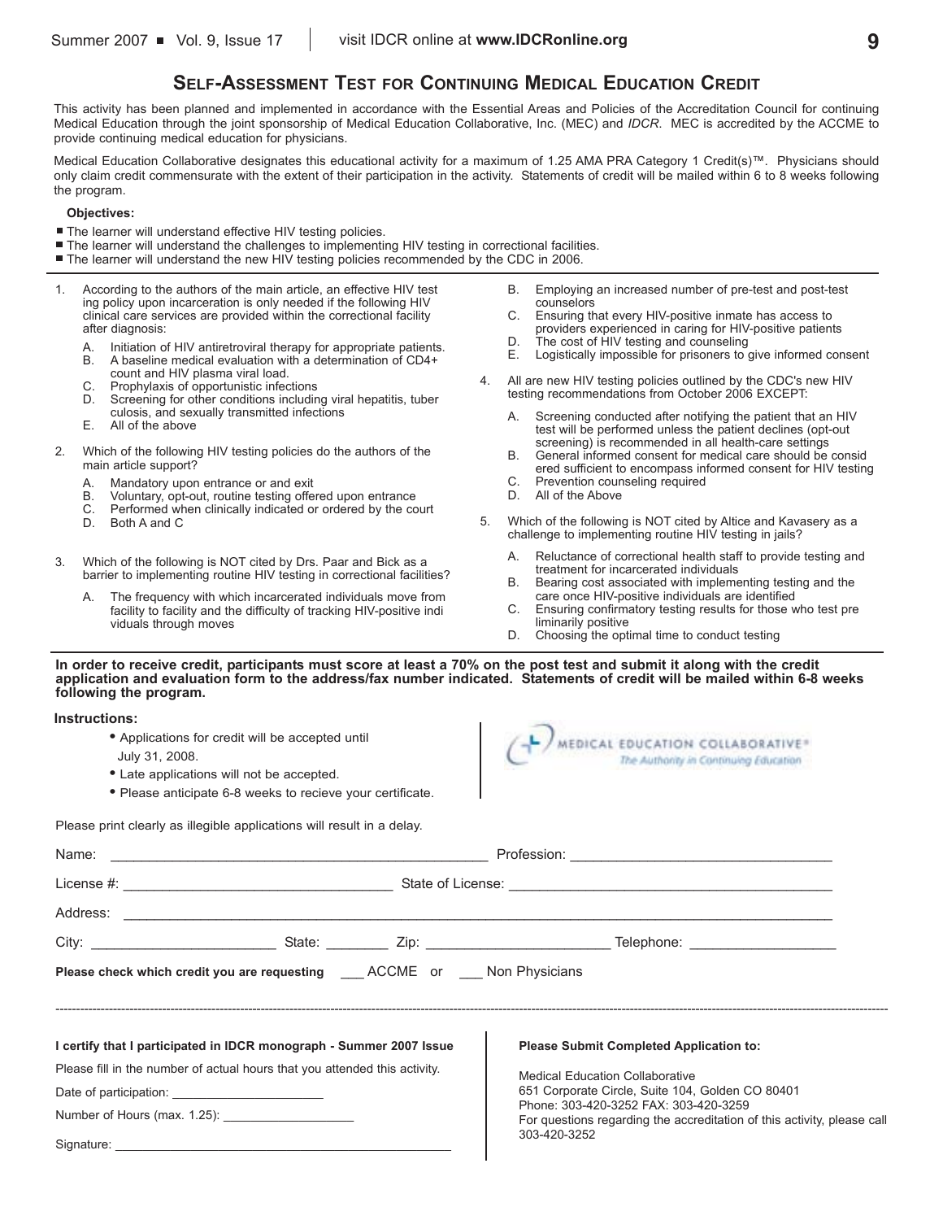## Self-Assessment Test for Continuing Medical Education Credit

This activity has been planned and implemented in accordance with the Essential Areas and Policies of the Accreditation Council for continuing Medical Education through the joint sponsorship of Medical Education Collaborative, Inc. (MEC) and *IDCR*. MEC is accredited by the ACCME to provide continuing medical education for physicians.

Medical Education Collaborative designates this educational activity for a maximum of 1.25 AMA PRA Category 1 Credit(s)™. Physicians should only claim credit commensurate with the extent of their participation in the activity. Statements of credit will be mailed within 6 to 8 weeks following the program.

**Objectives:**

- The learner will understand effective HIV testing policies.
- The learner will understand the challenges to implementing HIV testing in correctional facilities.
- The learner will understand the new HIV testing policies recommended by the CDC in 2006.

1. According to the authors of the main article, an effective HIV testing policy upon incarceration is only needed if the following HIV clinical care services are provided within the correctional facility after diagnosis:
   - A. Initiation of HIV antiretroviral therapy for appropriate patients.
   - B. A baseline medical evaluation with a determination of CD4+ count and HIV plasma viral load.
   - C. Prophylaxis of opportunistic infections
   - D. Screening for other conditions including viral hepatitis, tuberculosis, and sexually transmitted infections
   - E. All of the above

2. Which of the following HIV testing policies do the authors of the main article support?
   - A. Mandatory upon entrance or and exit
   - B. Voluntary, opt-out, routine testing offered upon entrance
   - C. Performed when clinically indicated or ordered by the court
   - D. Both A and C

3. Which of the following is NOT cited by Drs. Paar and Bick as a barrier to implementing routine HIV testing in correctional facilities?
   - A. The frequency with which incarcerated individuals move from facility to facility and the difficulty of tracking HIV-positive individuals through moves
   - B. Employing an increased number of pre-test and post-test counselors
   - C. Ensuring that every HIV-positive inmate has access to providers experienced in caring for HIV-positive patients
   - D. The cost of HIV testing and counseling
   - E. Logistically impossible for prisoners to give informed consent

4. All are new HIV testing policies outlined by the CDC's new HIV testing recommendations from October 2006 EXCEPT:
   - A. Screening conducted after notifying the patient that an HIV test will be performed unless the patient declines (opt-out screening) is recommended in all health-care settings
   - B. General informed consent for medical care should be considered sufficient to encompass informed consent for HIV testing
   - C. Prevention counseling required
   - D. All of the Above

5. Which of the following is NOT cited by Altice and Kavasery as a challenge to implementing routine HIV testing in jails?
   - A. Reluctance of correctional health staff to provide testing and treatment for incarcerated individuals
   - B. Bearing cost associated with implementing testing and the care once HIV-positive individuals are identified
   - C. Ensuring confirmatory testing results for those who test preliminarily positive
   - D. Choosing the optimal time to conduct testing

**In order to receive credit, participants must score at least a 70% on the post test and submit it along with the credit application and evaluation form to the address/fax number indicated. Statements of credit will be mailed within 6-8 weeks following the program.**

**Instructions:**

- Applications for credit will be accepted until July 31, 2008.
- Late applications will not be accepted.
- Please anticipate 6-8 weeks to recieve your certificate.

MEDICAL EDUCATION COLLABORATIVE® *The Authority in Continuing Education*

Please print clearly as illegible applications will result in a delay.

Name: ______________________ Profession: ______________________

License #: ______________________ State of License: ______________________

Address: ______________________________________________

City: ____________ State: ________ Zip: ____________ Telephone: ____________

**Please check which credit you are requesting** ___ ACCME or ___ Non Physicians

---

**I certify that I participated in IDCR monograph - Summer 2007 Issue**

Please fill in the number of actual hours that you attended this activity.

Date of participation: ______________________

Number of Hours (max. 1.25): ______________________

Signature: ______________________

**Please Submit Completed Application to:**

Medical Education Collaborative
651 Corporate Circle, Suite 104, Golden CO 80401
Phone: 303-420-3252 FAX: 303-420-3259
For questions regarding the accreditation of this activity, please call 303-420-3252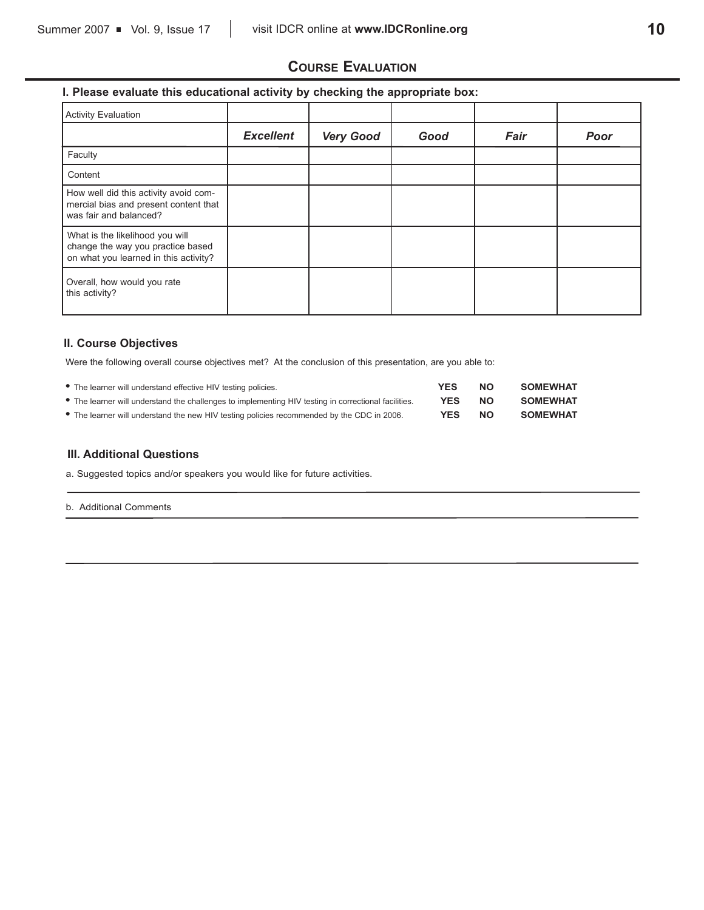## Course Evaluation

**I. Please evaluate this educational activity by checking the appropriate box:**

| Activity Evaluation | | | | | |
|---|---|---|---|---|---|
| | ***Excellent*** | ***Very Good*** | ***Good*** | ***Fair*** | ***Poor*** |
| Faculty | | | | | |
| Content | | | | | |
| How well did this activity avoid commercial bias and present content that was fair and balanced? | | | | | |
| What is the likelihood you will change the way you practice based on what you learned in this activity? | | | | | |
| Overall, how would you rate this activity? | | | | | |

### II. Course Objectives

Were the following overall course objectives met? At the conclusion of this presentation, are you able to:

- The learner will understand effective HIV testing policies. **YES NO SOMEWHAT**
- The learner will understand the challenges to implementing HIV testing in correctional facilities. **YES NO SOMEWHAT**
- The learner will understand the new HIV testing policies recommended by the CDC in 2006. **YES NO SOMEWHAT**

### III. Additional Questions

a. Suggested topics and/or speakers you would like for future activities.

b. Additional Comments